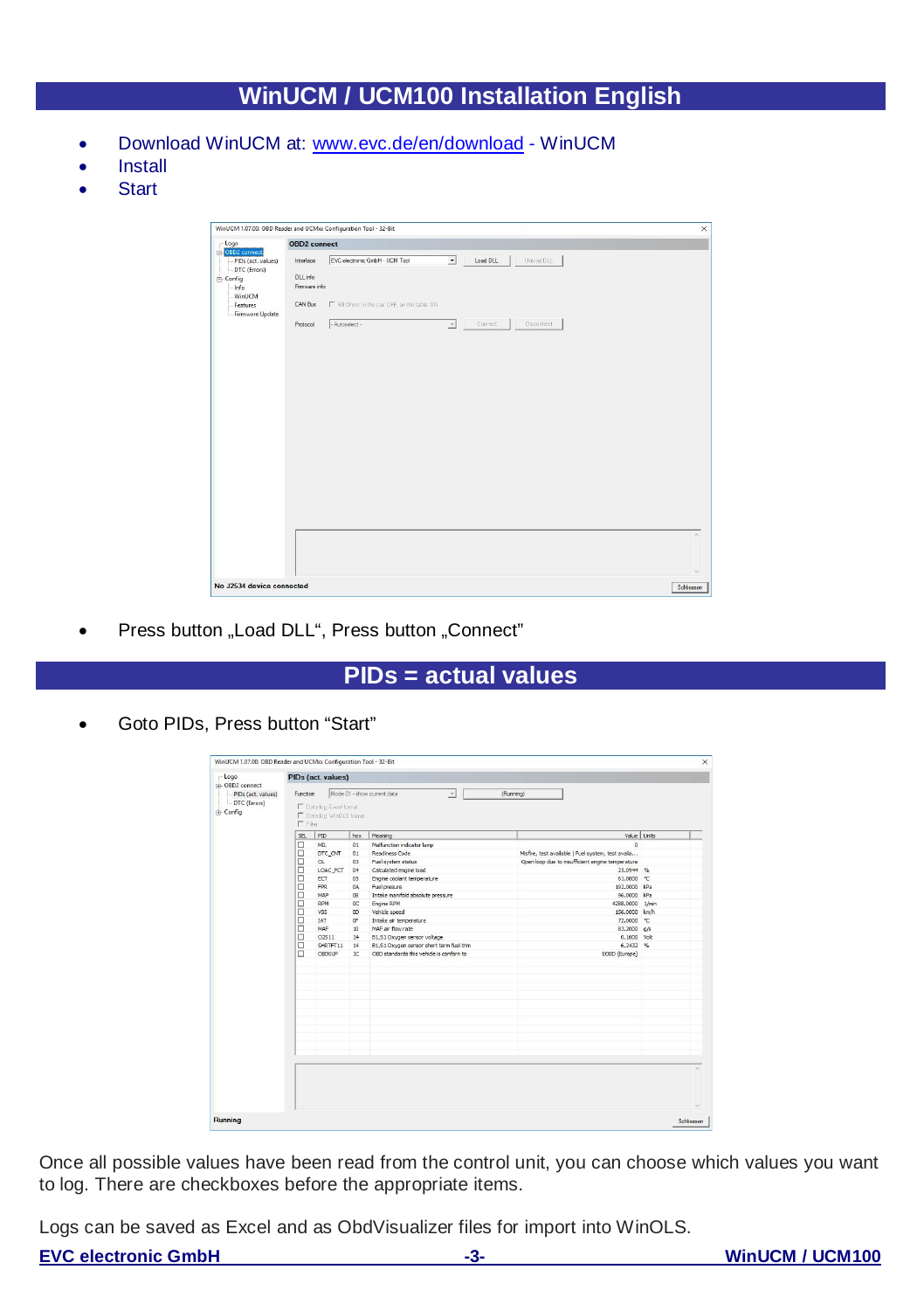# WinUCM / UCM100 Installation English

- Download WinUCM at: [www.evc.de/en/download](http://www.evc.de/en/download) - WinUCM
- Install
- Start

- Press button „Load DLL“, Press button „Connect“

# PIDs = actual values

- Goto PIDs, Press button “Start”

Once all possible values have been read from the control unit, you can choose which values you want to log. There are checkboxes before the appropriate items.

Logs can be saved as Excel and as ObdVisualizer files for import into WinOLS.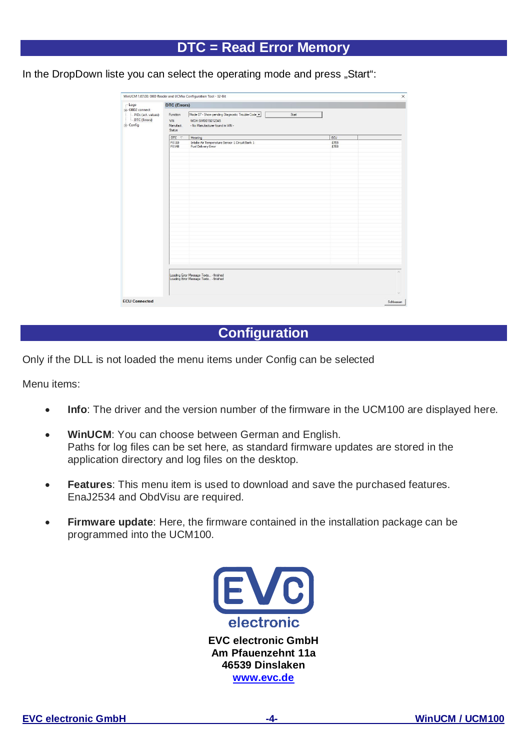## DTC = Read Error Memory

In the DropDown liste you can select the operating mode and press „Start“:

## Configuration

Only if the DLL is not loaded the menu items under Config can be selected

Menu items:

- **Info**: The driver and the version number of the firmware in the UCM100 are displayed here.
- **WinUCM**: You can choose between German and English.  
  Paths for log files can be set here, as standard firmware updates are stored in the application directory and log files on the desktop.
- **Features**: This menu item is used to download and save the purchased features. EnaJ2534 and ObdVisu are required.
- **Firmware update**: Here, the firmware contained in the installation package can be programmed into the UCM100.

**EVC electronic GmbH**  
**Am Pfauenzehnt 11a**  
**46539 Dinslaken**  
**www.evc.de**